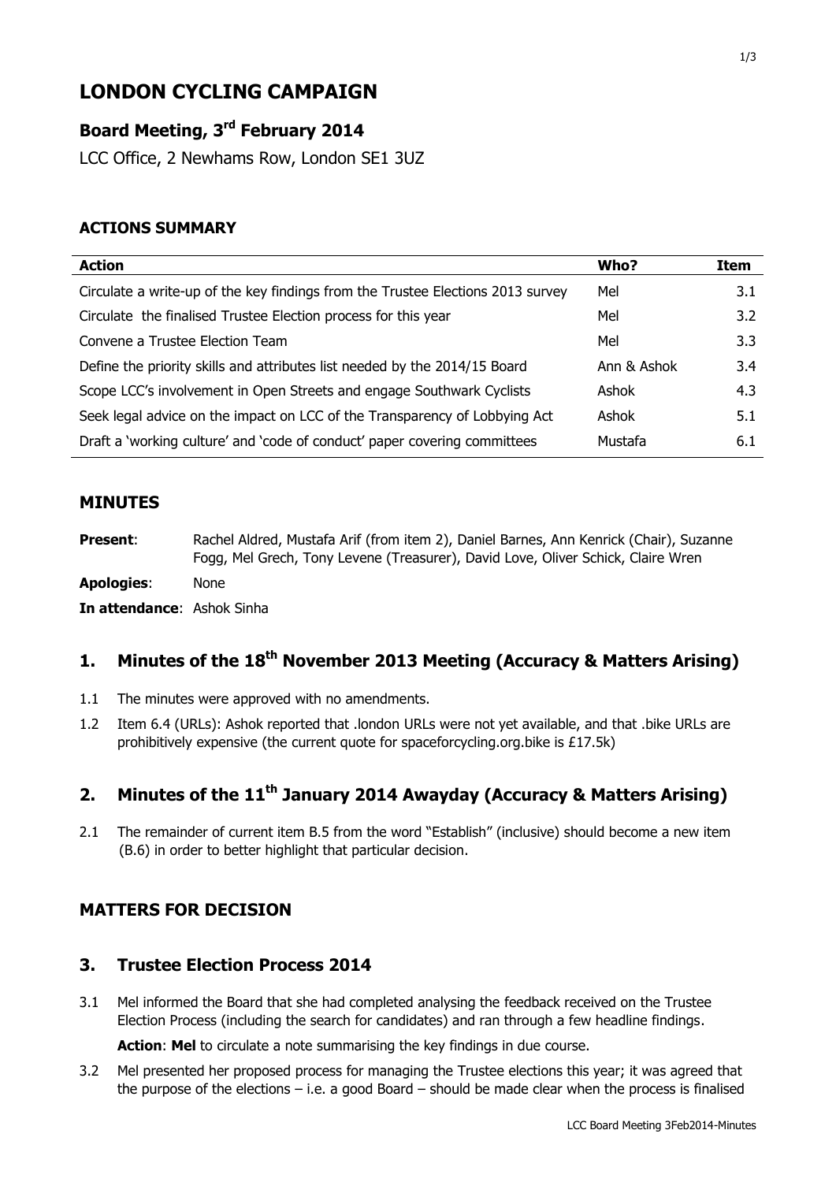# LONDON CYCLING CAMPAIGN

## Board Meeting, 3rd February 2014

LCC Office, 2 Newhams Row, London SE1 3UZ

### ACTIONS SUMMARY

| Action | Who? | Item |
|---|---|---|
| Circulate a write-up of the key findings from the Trustee Elections 2013 survey | Mel | 3.1 |
| Circulate the finalised Trustee Election process for this year | Mel | 3.2 |
| Convene a Trustee Election Team | Mel | 3.3 |
| Define the priority skills and attributes list needed by the 2014/15 Board | Ann & Ashok | 3.4 |
| Scope LCC's involvement in Open Streets and engage Southwark Cyclists | Ashok | 4.3 |
| Seek legal advice on the impact on LCC of the Transparency of Lobbying Act | Ashok | 5.1 |
| Draft a 'working culture' and 'code of conduct' paper covering committees | Mustafa | 6.1 |

## MINUTES

**Present**: Rachel Aldred, Mustafa Arif (from item 2), Daniel Barnes, Ann Kenrick (Chair), Suzanne Fogg, Mel Grech, Tony Levene (Treasurer), David Love, Oliver Schick, Claire Wren

**Apologies**: None

**In attendance**: Ashok Sinha

## 1. Minutes of the 18th November 2013 Meeting (Accuracy & Matters Arising)

1.1 The minutes were approved with no amendments.

1.2 Item 6.4 (URLs): Ashok reported that .london URLs were not yet available, and that .bike URLs are prohibitively expensive (the current quote for spaceforcycling.org.bike is £17.5k)

## 2. Minutes of the 11th January 2014 Awayday (Accuracy & Matters Arising)

2.1 The remainder of current item B.5 from the word "Establish" (inclusive) should become a new item (B.6) in order to better highlight that particular decision.

## MATTERS FOR DECISION

## 3. Trustee Election Process 2014

3.1 Mel informed the Board that she had completed analysing the feedback received on the Trustee Election Process (including the search for candidates) and ran through a few headline findings.

**Action**: **Mel** to circulate a note summarising the key findings in due course.

3.2 Mel presented her proposed process for managing the Trustee elections this year; it was agreed that the purpose of the elections – i.e. a good Board – should be made clear when the process is finalised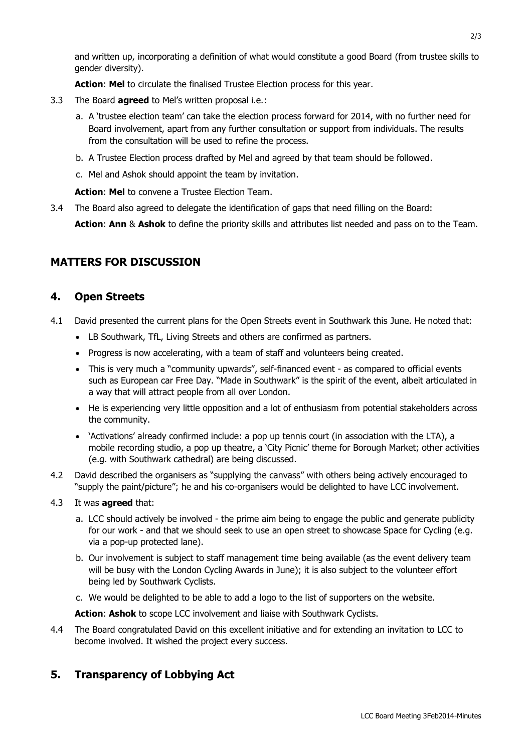and written up, incorporating a definition of what would constitute a good Board (from trustee skills to gender diversity).

**Action**: **Mel** to circulate the finalised Trustee Election process for this year.

3.3 The Board **agreed** to Mel's written proposal i.e.:

a. A 'trustee election team' can take the election process forward for 2014, with no further need for Board involvement, apart from any further consultation or support from individuals. The results from the consultation will be used to refine the process.

b. A Trustee Election process drafted by Mel and agreed by that team should be followed.

c. Mel and Ashok should appoint the team by invitation.

**Action**: **Mel** to convene a Trustee Election Team.

3.4 The Board also agreed to delegate the identification of gaps that need filling on the Board:

**Action**: **Ann** & **Ashok** to define the priority skills and attributes list needed and pass on to the Team.

## MATTERS FOR DISCUSSION

## 4. Open Streets

4.1 David presented the current plans for the Open Streets event in Southwark this June. He noted that:

- LB Southwark, TfL, Living Streets and others are confirmed as partners.
- Progress is now accelerating, with a team of staff and volunteers being created.
- This is very much a "community upwards", self-financed event - as compared to official events such as European car Free Day. "Made in Southwark" is the spirit of the event, albeit articulated in a way that will attract people from all over London.
- He is experiencing very little opposition and a lot of enthusiasm from potential stakeholders across the community.
- 'Activations' already confirmed include: a pop up tennis court (in association with the LTA), a mobile recording studio, a pop up theatre, a 'City Picnic' theme for Borough Market; other activities (e.g. with Southwark cathedral) are being discussed.

4.2 David described the organisers as "supplying the canvass" with others being actively encouraged to "supply the paint/picture"; he and his co-organisers would be delighted to have LCC involvement.

4.3 It was **agreed** that:

a. LCC should actively be involved - the prime aim being to engage the public and generate publicity for our work - and that we should seek to use an open street to showcase Space for Cycling (e.g. via a pop-up protected lane).

b. Our involvement is subject to staff management time being available (as the event delivery team will be busy with the London Cycling Awards in June); it is also subject to the volunteer effort being led by Southwark Cyclists.

c. We would be delighted to be able to add a logo to the list of supporters on the website.

**Action**: **Ashok** to scope LCC involvement and liaise with Southwark Cyclists.

4.4 The Board congratulated David on this excellent initiative and for extending an invitation to LCC to become involved. It wished the project every success.

## 5. Transparency of Lobbying Act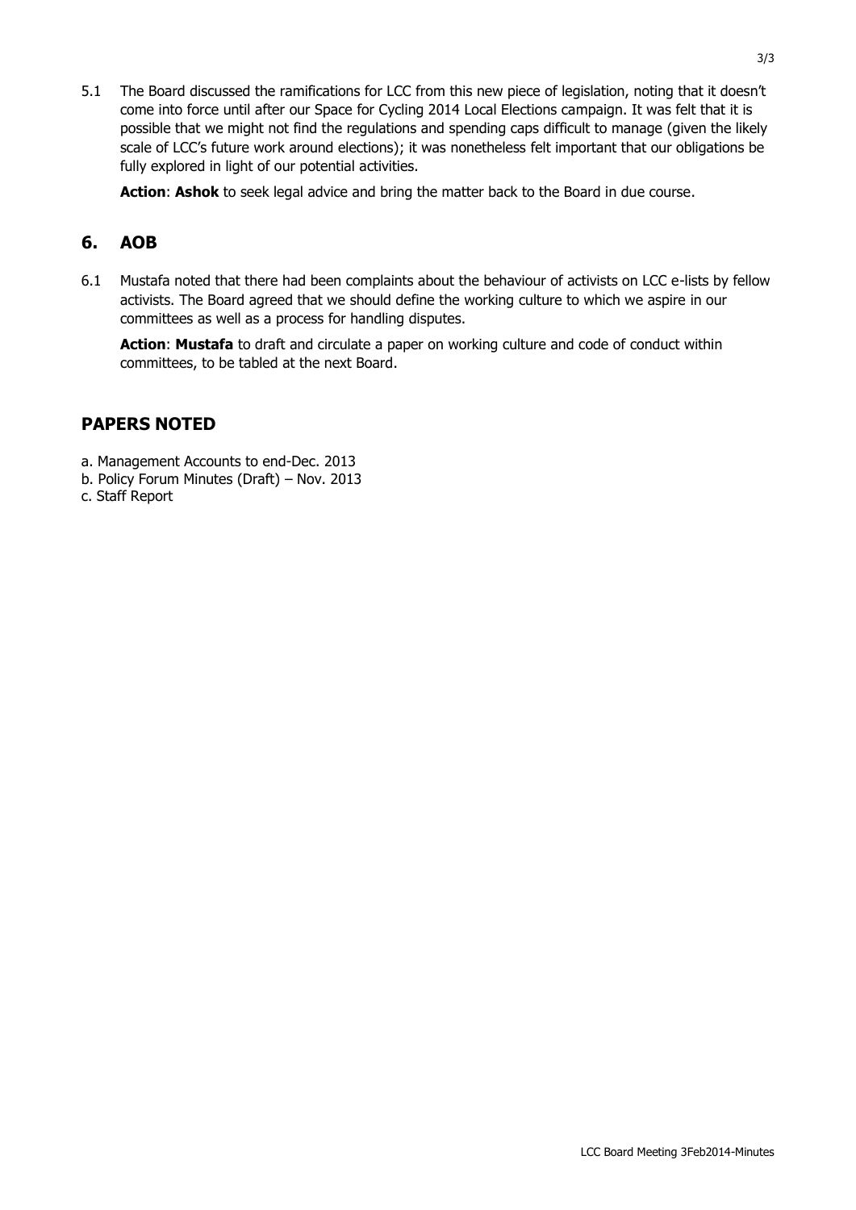5.1 The Board discussed the ramifications for LCC from this new piece of legislation, noting that it doesn't come into force until after our Space for Cycling 2014 Local Elections campaign. It was felt that it is possible that we might not find the regulations and spending caps difficult to manage (given the likely scale of LCC's future work around elections); it was nonetheless felt important that our obligations be fully explored in light of our potential activities.

**Action**: **Ashok** to seek legal advice and bring the matter back to the Board in due course.

## 6. AOB

6.1 Mustafa noted that there had been complaints about the behaviour of activists on LCC e-lists by fellow activists. The Board agreed that we should define the working culture to which we aspire in our committees as well as a process for handling disputes.

**Action**: **Mustafa** to draft and circulate a paper on working culture and code of conduct within committees, to be tabled at the next Board.

## PAPERS NOTED

a. Management Accounts to end-Dec. 2013
b. Policy Forum Minutes (Draft) – Nov. 2013
c. Staff Report